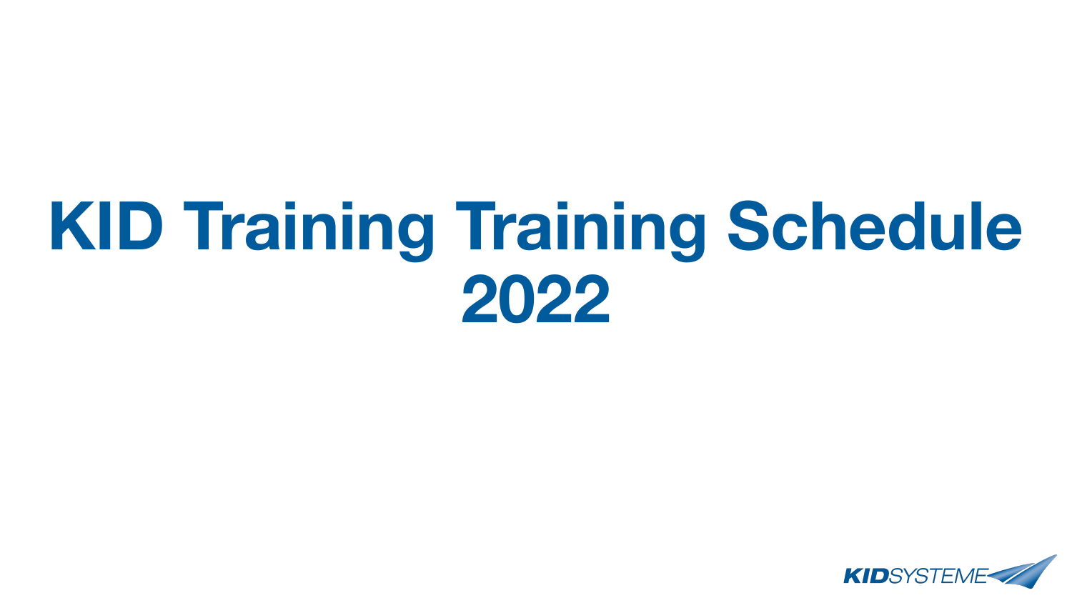# KID Training Training Schedule 2022

KIDSYSTEME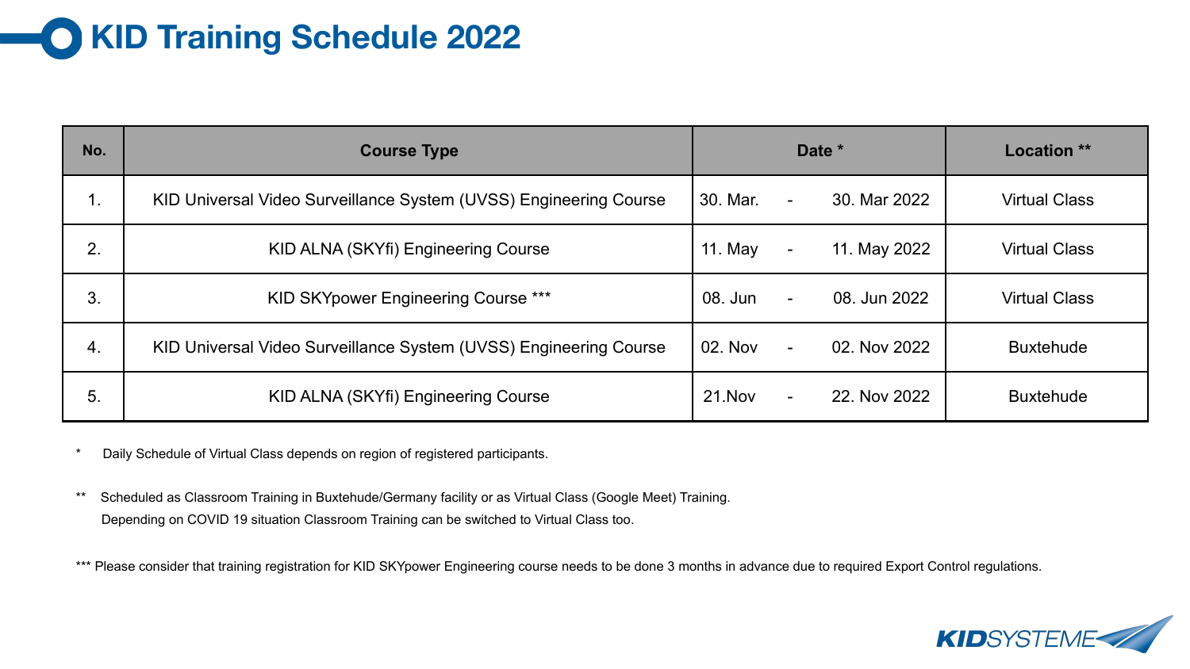# KID Training Schedule 2022

| No. | Course Type | Date * | | | Location ** |
|---|---|---|---|---|---|
| 1. | KID Universal Video Surveillance System (UVSS) Engineering Course | 30. Mar. | - | 30. Mar 2022 | Virtual Class |
| 2. | KID ALNA (SKYfi) Engineering Course | 11. May | - | 11. May 2022 | Virtual Class |
| 3. | KID SKYpower Engineering Course *** | 08. Jun | - | 08. Jun 2022 | Virtual Class |
| 4. | KID Universal Video Surveillance System (UVSS) Engineering Course | 02. Nov | - | 02. Nov 2022 | Buxtehude |
| 5. | KID ALNA (SKYfi) Engineering Course | 21.Nov | - | 22. Nov 2022 | Buxtehude |

\* Daily Schedule of Virtual Class depends on region of registered participants.

** Scheduled as Classroom Training in Buxtehude/Germany facility or as Virtual Class (Google Meet) Training.
Depending on COVID 19 situation Classroom Training can be switched to Virtual Class too.

*** Please consider that training registration for KID SKYpower Engineering course needs to be done 3 months in advance due to required Export Control regulations.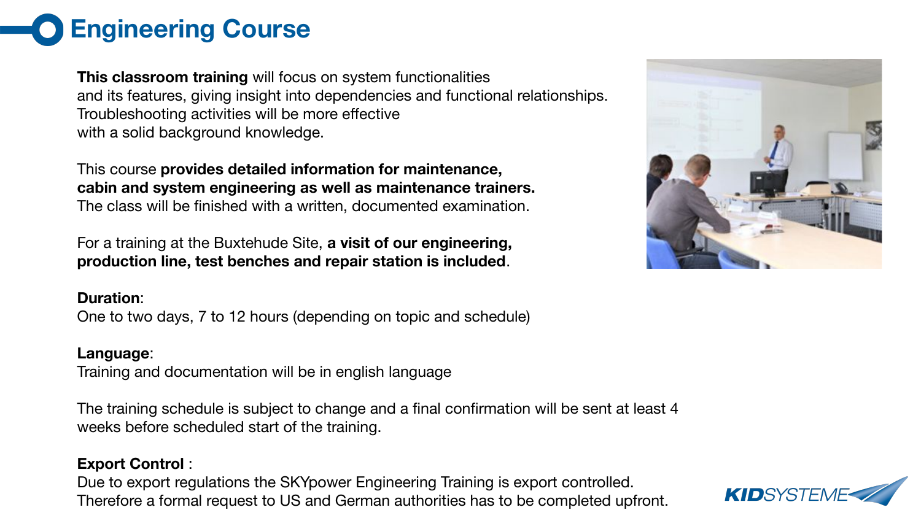# Engineering Course

**This classroom training** will focus on system functionalities and its features, giving insight into dependencies and functional relationships. Troubleshooting activities will be more effective with a solid background knowledge.

This course **provides detailed information for maintenance, cabin and system engineering as well as maintenance trainers.** The class will be finished with a written, documented examination.

For a training at the Buxtehude Site, **a visit of our engineering, production line, test benches and repair station is included**.

**Duration**:
One to two days, 7 to 12 hours (depending on topic and schedule)

**Language**:
Training and documentation will be in english language

The training schedule is subject to change and a final confirmation will be sent at least 4 weeks before scheduled start of the training.

**Export Control** :
Due to export regulations the SKYpower Engineering Training is export controlled. Therefore a formal request to US and German authorities has to be completed upfront.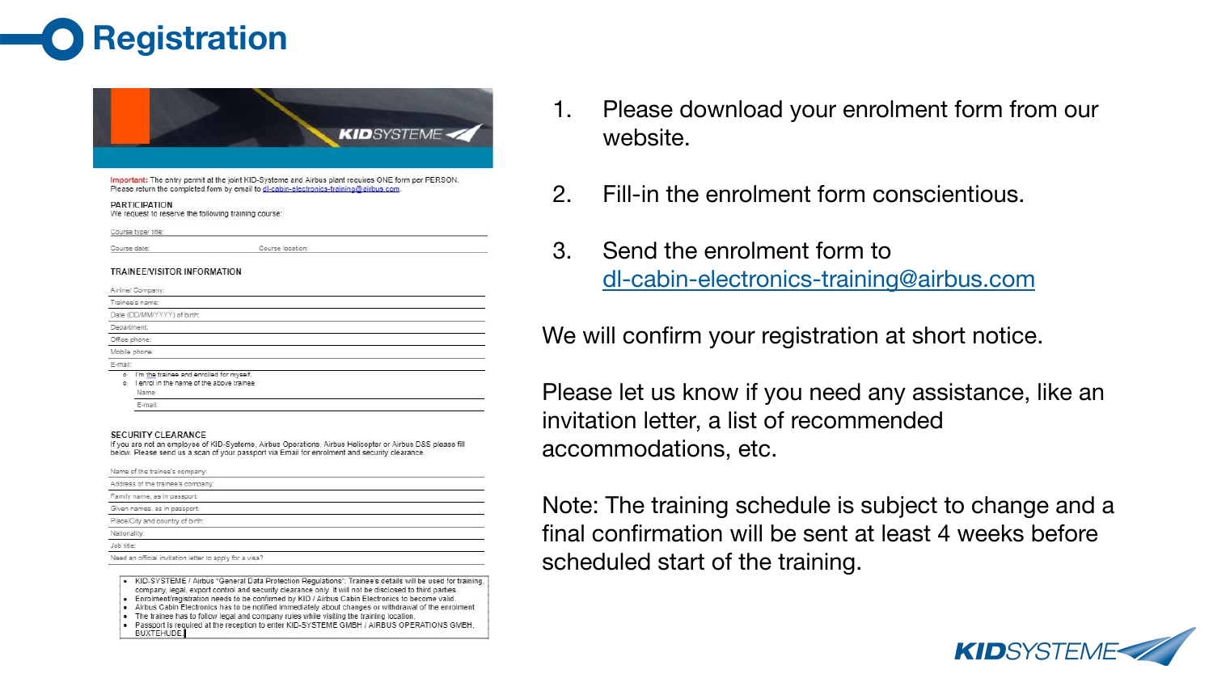# Registration

**Important:** The entry permit at the joint KID-Systeme and Airbus plant requires ONE form per PERSON.
Please return the completed form by email to dl-cabin-electronics-training@airbus.com.

PARTICIPATION
We request to reserve the following training course:

Course type/ title:

Course date: Course location:

TRAINEE/VISITOR INFORMATION

Airline/ Company:

Trainee's name:

Date (DD/MM/YYYY) of birth:

Department:

Office phone:

Mobile phone:

E-mail:

- I'm the trainee and enrolled for myself
- I enrol in the name of the above trainee
  - Name:
  - E-mail:

SECURITY CLEARANCE
If you are not an employee of KID-Systeme, Airbus Operations, Airbus Helicopter or Airbus DS please fill below. Please send us a scan of your passport via Email for enrolment and security clearance.

Name of the trainee's company:

Address of the trainee's company:

Family name, as in passport:

Given names, as in passport:

Place/City and country of birth:

Nationality:

Job title:

Need an official invitation letter to apply for a visa?

- KID-SYSTEME / Airbus "General Data Protection Regulations": Trainee's details will be used for training, company, legal, export control and security clearance only. It will not be disclosed to third parties.
- Enrolment/registration needs to be confirmed by KID / Airbus Cabin Electronics to become valid.
- Airbus Cabin Electronics has to be notified immediately about changes or withdrawal of the enrolment.
- The trainee has to follow legal and company rules while visiting the training location.
- Passport is required at the reception to enter KID-SYSTEME GMBH / AIRBUS OPERATIONS GMBH, BUXTEHUDE.

1. Please download your enrolment form from our website.
2. Fill-in the enrolment form conscientious.
3. Send the enrolment form to dl-cabin-electronics-training@airbus.com

We will confirm your registration at short notice.

Please let us know if you need any assistance, like an invitation letter, a list of recommended accommodations, etc.

Note: The training schedule is subject to change and a final confirmation will be sent at least 4 weeks before scheduled start of the training.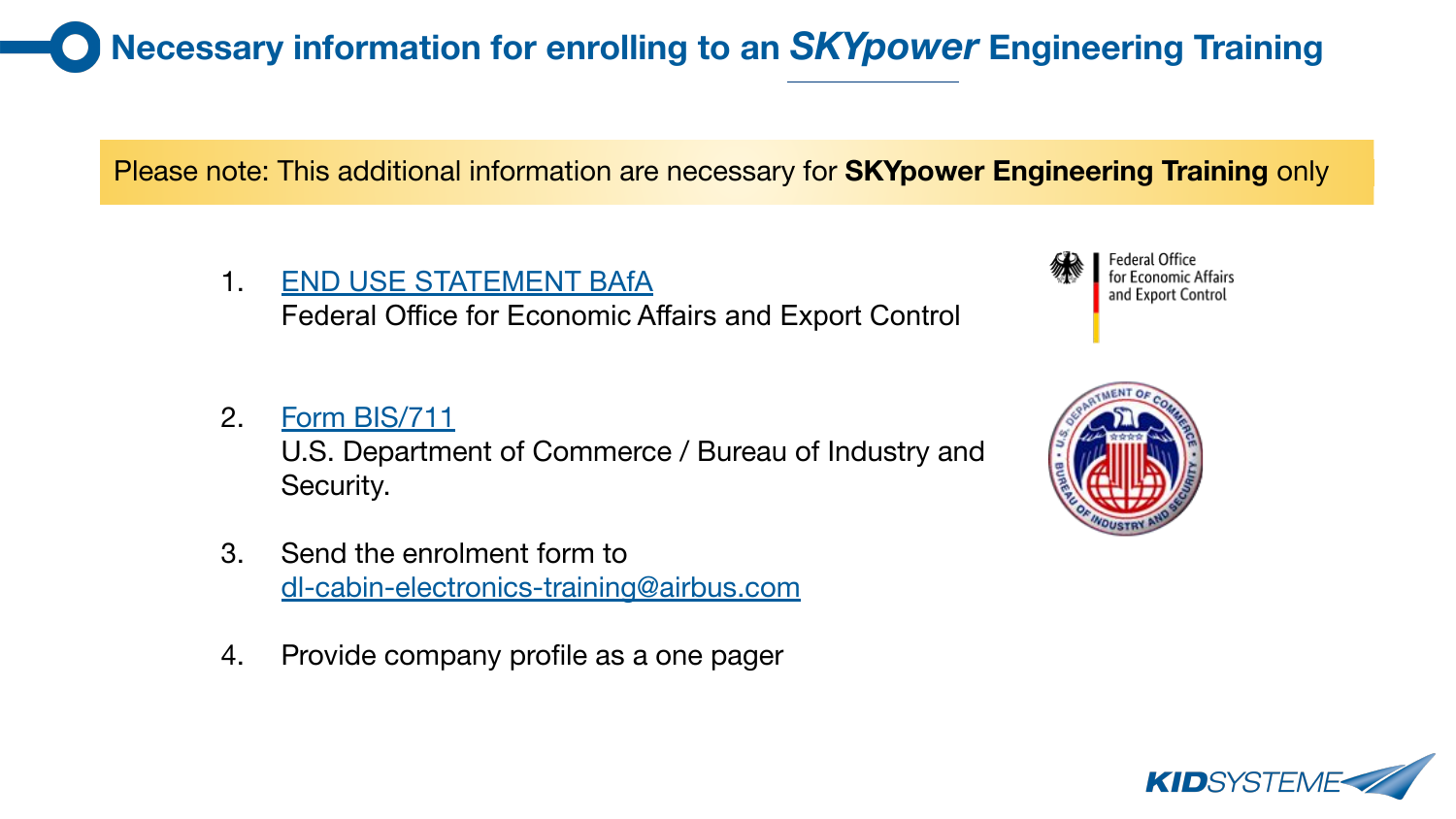# Necessary information for enrolling to an *SKYpower* Engineering Training

Please note: This additional information are necessary for **SKYpower Engineering Training** only

1. END USE STATEMENT BAfA
   Federal Office for Economic Affairs and Export Control

2. Form BIS/711
   U.S. Department of Commerce / Bureau of Industry and Security.

3. Send the enrolment form to
   dl-cabin-electronics-training@airbus.com

4. Provide company profile as a one pager